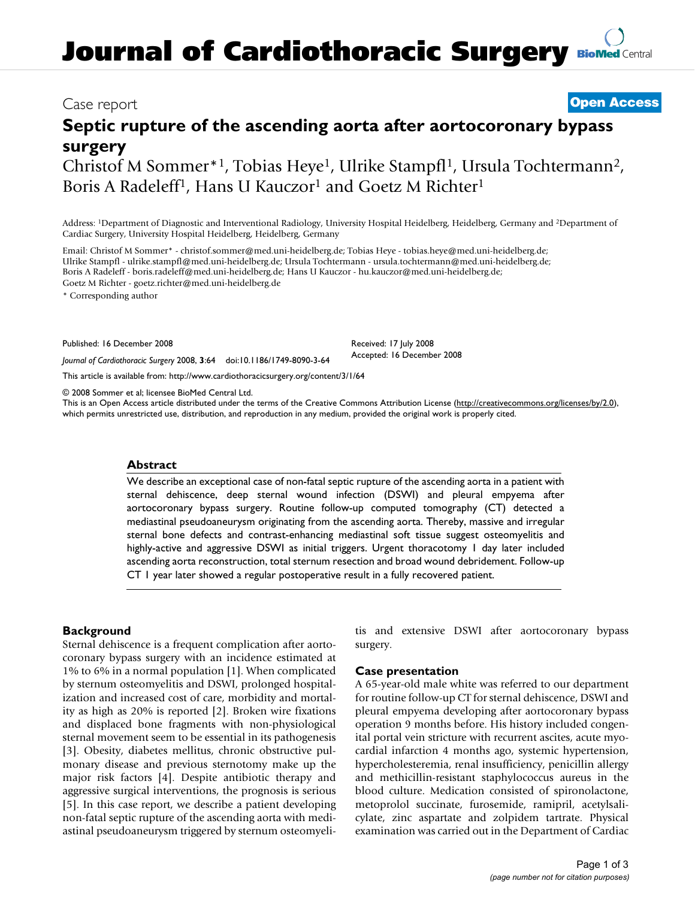# Journal of Cardiothoracic Surgery

Case report

**Open Access**

## Septic rupture of the ascending aorta after aortocoronary bypass surgery

Christof M Sommer*[1], Tobias Heye[1], Ulrike Stampfl[1], Ursula Tochtermann[2], Boris A Radeleff[1], Hans U Kauczor[1] and Goetz M Richter[1]

Address: [1]Department of Diagnostic and Interventional Radiology, University Hospital Heidelberg, Heidelberg, Germany and [2]Department of Cardiac Surgery, University Hospital Heidelberg, Heidelberg, Germany

Email: Christof M Sommer* - christof.sommer@med.uni-heidelberg.de; Tobias Heye - tobias.heye@med.uni-heidelberg.de; Ulrike Stampfl - ulrike.stampfl@med.uni-heidelberg.de; Ursula Tochtermann - ursula.tochtermann@med.uni-heidelberg.de; Boris A Radeleff - boris.radeleff@med.uni-heidelberg.de; Hans U Kauczor - hu.kauczor@med.uni-heidelberg.de; Goetz M Richter - goetz.richter@med.uni-heidelberg.de

* Corresponding author

Published: 16 December 2008

*Journal of Cardiothoracic Surgery* 2008, **3**:64 doi:10.1186/1749-8090-3-64

Received: 17 July 2008
Accepted: 16 December 2008

This article is available from: http://www.cardiothoracicsurgery.org/content/3/1/64

© 2008 Sommer et al; licensee BioMed Central Ltd.
This is an Open Access article distributed under the terms of the Creative Commons Attribution License (http://creativecommons.org/licenses/by/2.0), which permits unrestricted use, distribution, and reproduction in any medium, provided the original work is properly cited.

### Abstract

We describe an exceptional case of non-fatal septic rupture of the ascending aorta in a patient with sternal dehiscence, deep sternal wound infection (DSWI) and pleural empyema after aortocoronary bypass surgery. Routine follow-up computed tomography (CT) detected a mediastinal pseudoaneurysm originating from the ascending aorta. Thereby, massive and irregular sternal bone defects and contrast-enhancing mediastinal soft tissue suggest osteomyelitis and highly-active and aggressive DSWI as initial triggers. Urgent thoracotomy 1 day later included ascending aorta reconstruction, total sternum resection and broad wound debridement. Follow-up CT 1 year later showed a regular postoperative result in a fully recovered patient.

### Background

Sternal dehiscence is a frequent complication after aortocoronary bypass surgery with an incidence estimated at 1% to 6% in a normal population [1]. When complicated by sternum osteomyelitis and DSWI, prolonged hospitalization and increased cost of care, morbidity and mortality as high as 20% is reported [2]. Broken wire fixations and displaced bone fragments with non-physiological sternal movement seem to be essential in its pathogenesis [3]. Obesity, diabetes mellitus, chronic obstructive pulmonary disease and previous sternotomy make up the major risk factors [4]. Despite antibiotic therapy and aggressive surgical interventions, the prognosis is serious [5]. In this case report, we describe a patient developing non-fatal septic rupture of the ascending aorta with mediastinal pseudoaneurysm triggered by sternum osteomyelitis and extensive DSWI after aortocoronary bypass surgery.

### Case presentation

A 65-year-old male white was referred to our department for routine follow-up CT for sternal dehiscence, DSWI and pleural empyema developing after aortocoronary bypass operation 9 months before. His history included congenital portal vein stricture with recurrent ascites, acute myocardial infarction 4 months ago, systemic hypertension, hypercholesteremia, renal insufficiency, penicillin allergy and methicillin-resistant staphylococcus aureus in the blood culture. Medication consisted of spironolactone, metoprolol succinate, furosemide, ramipril, acetylsalicylate, zinc aspartate and zolpidem tartrate. Physical examination was carried out in the Department of Cardiac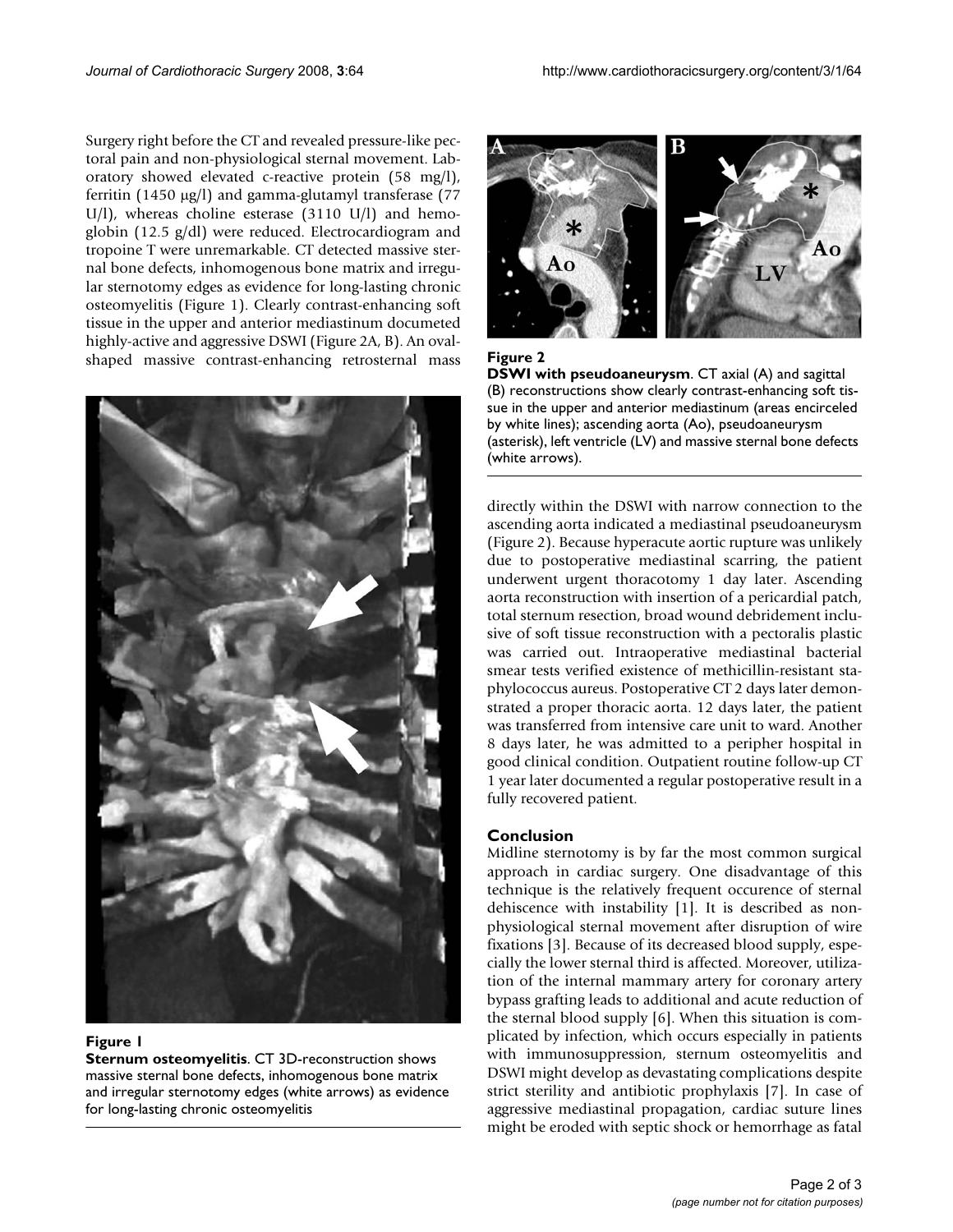Surgery right before the CT and revealed pressure-like pectoral pain and non-physiological sternal movement. Laboratory showed elevated c-reactive protein (58 mg/l), ferritin (1450 μg/l) and gamma-glutamyl transferase (77 U/l), whereas choline esterase (3110 U/l) and hemoglobin (12.5 g/dl) were reduced. Electrocardiogram and tropoine T were unremarkable. CT detected massive sternal bone defects, inhomogenous bone matrix and irregular sternotomy edges as evidence for long-lasting chronic osteomyelitis (Figure 1). Clearly contrast-enhancing soft tissue in the upper and anterior mediastinum documeted highly-active and aggressive DSWI (Figure 2A, B). An oval-shaped massive contrast-enhancing retrosternal mass directly within the DSWI with narrow connection to the ascending aorta indicated a mediastinal pseudoaneurysm (Figure 2). Because hyperacute aortic rupture was unlikely due to postoperative mediastinal scarring, the patient underwent urgent thoracotomy 1 day later. Ascending aorta reconstruction with insertion of a pericardial patch, total sternum resection, broad wound debridement inclusive of soft tissue reconstruction with a pectoralis plastic was carried out. Intraoperative mediastinal bacterial smear tests verified existence of methicillin-resistant staphylococcus aureus. Postoperative CT 2 days later demonstrated a proper thoracic aorta. 12 days later, the patient was transferred from intensive care unit to ward. Another 8 days later, he was admitted to a peripher hospital in good clinical condition. Outpatient routine follow-up CT 1 year later documented a regular postoperative result in a fully recovered patient.

**Figure 1**
**Sternum osteomyelitis**. CT 3D-reconstruction shows massive sternal bone defects, inhomogenous bone matrix and irregular sternotomy edges (white arrows) as evidence for long-lasting chronic osteomyelitis

**Figure 2**
**DSWI with pseudoaneurysm**. CT axial (A) and sagittal (B) reconstructions show clearly contrast-enhancing soft tissue in the upper and anterior mediastinum (areas encirceled by white lines); ascending aorta (Ao), pseudoaneurysm (asterisk), left ventricle (LV) and massive sternal bone defects (white arrows).

## Conclusion

Midline sternotomy is by far the most common surgical approach in cardiac surgery. One disadvantage of this technique is the relatively frequent occurence of sternal dehiscence with instability [1]. It is described as non-physiological sternal movement after disruption of wire fixations [3]. Because of its decreased blood supply, especially the lower sternal third is affected. Moreover, utilization of the internal mammary artery for coronary artery bypass grafting leads to additional and acute reduction of the sternal blood supply [6]. When this situation is complicated by infection, which occurs especially in patients with immunosuppression, sternum osteomyelitis and DSWI might develop as devastating complications despite strict sterility and antibiotic prophylaxis [7]. In case of aggressive mediastinal propagation, cardiac suture lines might be eroded with septic shock or hemorrhage as fatal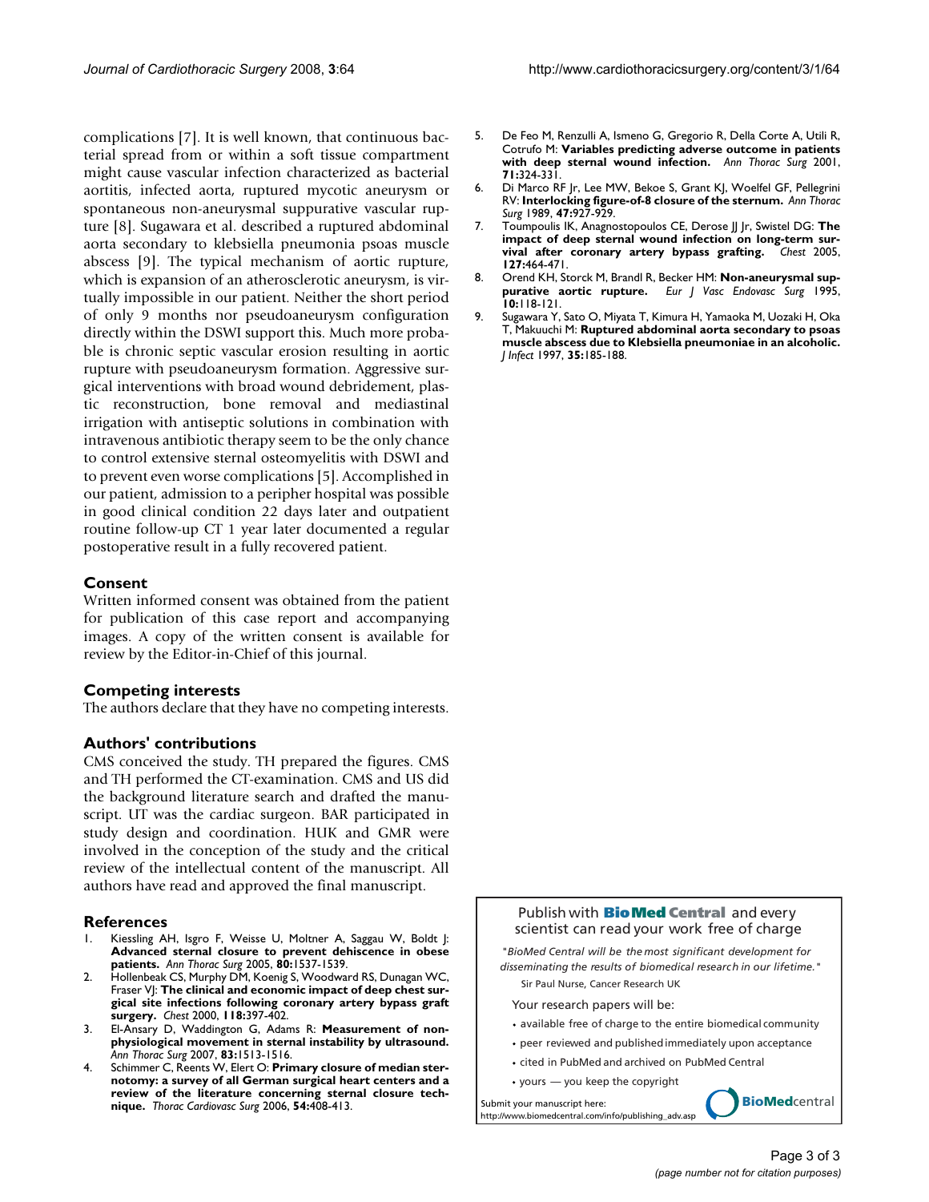complications [7]. It is well known, that continuous bacterial spread from or within a soft tissue compartment might cause vascular infection characterized as bacterial aortitis, infected aorta, ruptured mycotic aneurysm or spontaneous non-aneurysmal suppurative vascular rupture [8]. Sugawara et al. described a ruptured abdominal aorta secondary to klebsiella pneumonia psoas muscle abscess [9]. The typical mechanism of aortic rupture, which is expansion of an atherosclerotic aneurysm, is virtually impossible in our patient. Neither the short period of only 9 months nor pseudoaneurysm configuration directly within the DSWI support this. Much more probable is chronic septic vascular erosion resulting in aortic rupture with pseudoaneurysm formation. Aggressive surgical interventions with broad wound debridement, plastic reconstruction, bone removal and mediastinal irrigation with antiseptic solutions in combination with intravenous antibiotic therapy seem to be the only chance to control extensive sternal osteomyelitis with DSWI and to prevent even worse complications [5]. Accomplished in our patient, admission to a peripher hospital was possible in good clinical condition 22 days later and outpatient routine follow-up CT 1 year later documented a regular postoperative result in a fully recovered patient.

## Consent

Written informed consent was obtained from the patient for publication of this case report and accompanying images. A copy of the written consent is available for review by the Editor-in-Chief of this journal.

## Competing interests

The authors declare that they have no competing interests.

## Authors' contributions

CMS conceived the study. TH prepared the figures. CMS and TH performed the CT-examination. CMS and US did the background literature search and drafted the manuscript. UT was the cardiac surgeon. BAR participated in study design and coordination. HUK and GMR were involved in the conception of the study and the critical review of the intellectual content of the manuscript. All authors have read and approved the final manuscript.

## References

1. Kiessling AH, Isgro F, Weisse U, Moltner A, Saggau W, Boldt J: **Advanced sternal closure to prevent dehiscence in obese patients.** *Ann Thorac Surg* 2005, **80:**1537-1539.
2. Hollenbeak CS, Murphy DM, Koenig S, Woodward RS, Dunagan WC, Fraser VJ: **The clinical and economic impact of deep chest surgical site infections following coronary artery bypass graft surgery.** *Chest* 2000, **118:**397-402.
3. El-Ansary D, Waddington G, Adams R: **Measurement of non-physiological movement in sternal instability by ultrasound.** *Ann Thorac Surg* 2007, **83:**1513-1516.
4. Schimmer C, Reents W, Elert O: **Primary closure of median sternotomy: a survey of all German surgical heart centers and a review of the literature concerning sternal closure technique.** *Thorac Cardiovasc Surg* 2006, **54:**408-413.
5. De Feo M, Renzulli A, Ismeno G, Gregorio R, Della Corte A, Utili R, Cotrufo M: **Variables predicting adverse outcome in patients with deep sternal wound infection.** *Ann Thorac Surg* 2001, **71:**324-331.
6. Di Marco RF Jr, Lee MW, Bekoe S, Grant KJ, Woelfel GF, Pellegrini RV: **Interlocking figure-of-8 closure of the sternum.** *Ann Thorac Surg* 1989, **47:**927-929.
7. Toumpoulis IK, Anagnostopoulos CE, Derose JJ Jr, Swistel DG: **The impact of deep sternal wound infection on long-term survival after coronary artery bypass grafting.** *Chest* 2005, **127:**464-471.
8. Orend KH, Storck M, Brandl R, Becker HM: **Non-aneurysmal suppurative aortic rupture.** *Eur J Vasc Endovasc Surg* 1995, **10:**118-121.
9. Sugawara Y, Sato O, Miyata T, Kimura H, Yamaoka M, Uozaki H, Oka T, Makuuchi M: **Ruptured abdominal aorta secondary to psoas muscle abscess due to Klebsiella pneumoniae in an alcoholic.** *J Infect* 1997, **35:**185-188.

Publish with **BioMed Central** and every scientist can read your work free of charge

*"BioMed Central will be the most significant development for disseminating the results of biomedical research in our lifetime."*

Sir Paul Nurse, Cancer Research UK

Your research papers will be:

- available free of charge to the entire biomedical community
- peer reviewed and published immediately upon acceptance
- cited in PubMed and archived on PubMed Central
- yours — you keep the copyright

Submit your manuscript here:
http://www.biomedcentral.com/info/publishing_adv.asp

BioMedcentral